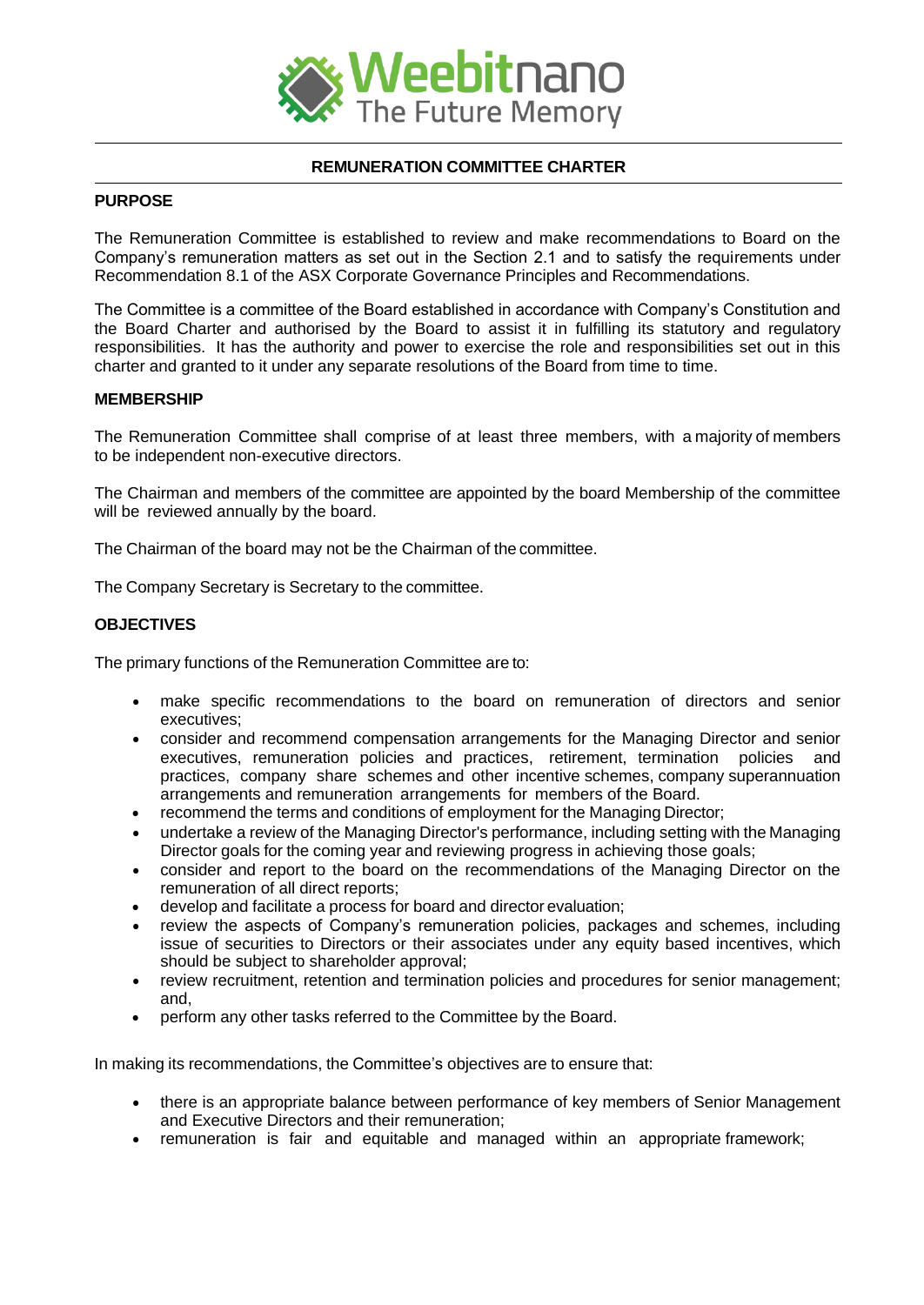**REMUNERATION COMMITTEE CHARTER**

**PURPOSE**

The Remuneration Committee is established to review and make recommendations to Board on the Company's remuneration matters as set out in the Section 2.1 and to satisfy the requirements under Recommendation 8.1 of the ASX Corporate Governance Principles and Recommendations.

The Committee is a committee of the Board established in accordance with Company's Constitution and the Board Charter and authorised by the Board to assist it in fulfilling its statutory and regulatory responsibilities. It has the authority and power to exercise the role and responsibilities set out in this charter and granted to it under any separate resolutions of the Board from time to time.

**MEMBERSHIP**

The Remuneration Committee shall comprise of at least three members, with a majority of members to be independent non-executive directors.

The Chairman and members of the committee are appointed by the board Membership of the committee will be reviewed annually by the board.

The Chairman of the board may not be the Chairman of the committee.

The Company Secretary is Secretary to the committee.

**OBJECTIVES**

The primary functions of the Remuneration Committee are to:

- make specific recommendations to the board on remuneration of directors and senior executives;
- consider and recommend compensation arrangements for the Managing Director and senior executives, remuneration policies and practices, retirement, termination policies and practices, company share schemes and other incentive schemes, company superannuation arrangements and remuneration arrangements for members of the Board.
- recommend the terms and conditions of employment for the Managing Director;
- undertake a review of the Managing Director's performance, including setting with the Managing Director goals for the coming year and reviewing progress in achieving those goals;
- consider and report to the board on the recommendations of the Managing Director on the remuneration of all direct reports;
- develop and facilitate a process for board and director evaluation;
- review the aspects of Company's remuneration policies, packages and schemes, including issue of securities to Directors or their associates under any equity based incentives, which should be subject to shareholder approval;
- review recruitment, retention and termination policies and procedures for senior management; and,
- perform any other tasks referred to the Committee by the Board.

In making its recommendations, the Committee's objectives are to ensure that:

- there is an appropriate balance between performance of key members of Senior Management and Executive Directors and their remuneration;
- remuneration is fair and equitable and managed within an appropriate framework;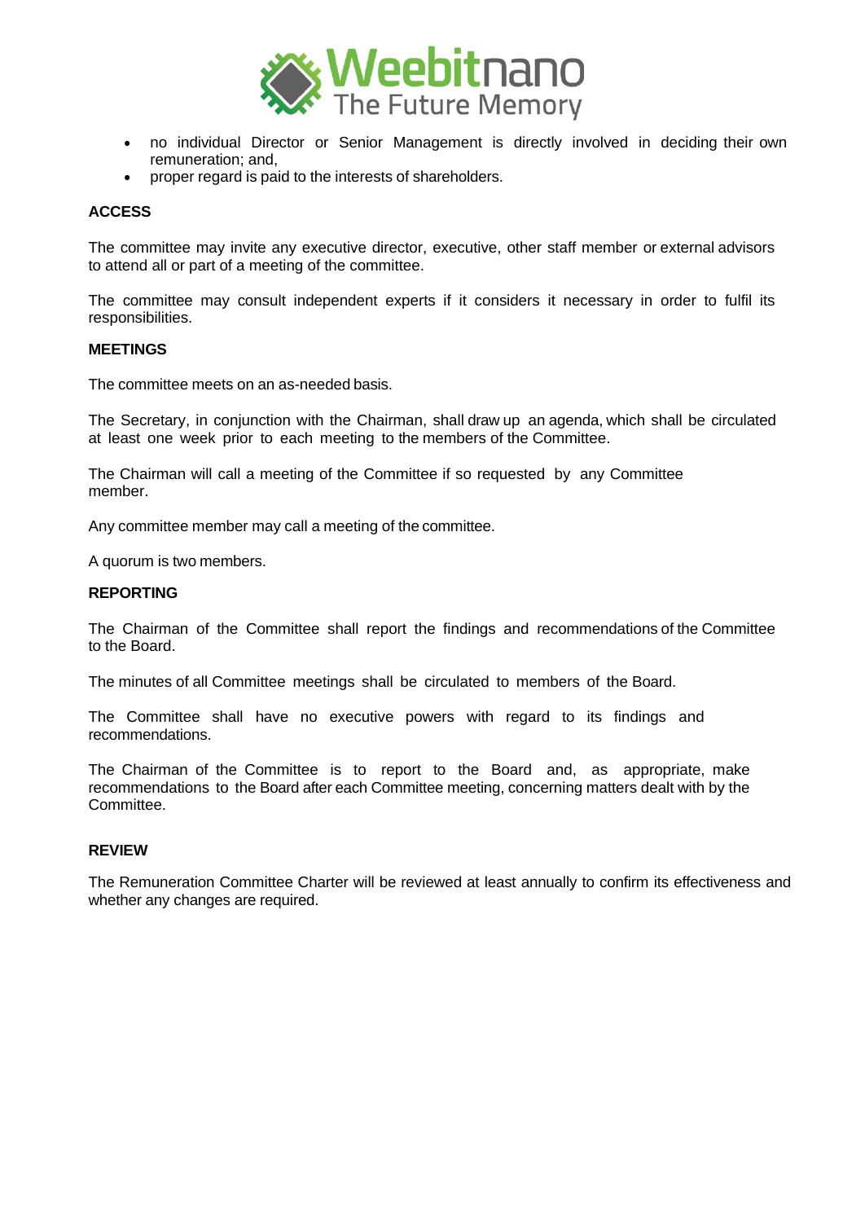- no individual Director or Senior Management is directly involved in deciding their own remuneration; and,
- proper regard is paid to the interests of shareholders.

## ACCESS

The committee may invite any executive director, executive, other staff member or external advisors to attend all or part of a meeting of the committee.

The committee may consult independent experts if it considers it necessary in order to fulfil its responsibilities.

## MEETINGS

The committee meets on an as-needed basis.

The Secretary, in conjunction with the Chairman, shall draw up an agenda, which shall be circulated at least one week prior to each meeting to the members of the Committee.

The Chairman will call a meeting of the Committee if so requested by any Committee member.

Any committee member may call a meeting of the committee.

A quorum is two members.

## REPORTING

The Chairman of the Committee shall report the findings and recommendations of the Committee to the Board.

The minutes of all Committee meetings shall be circulated to members of the Board.

The Committee shall have no executive powers with regard to its findings and recommendations.

The Chairman of the Committee is to report to the Board and, as appropriate, make recommendations to the Board after each Committee meeting, concerning matters dealt with by the Committee.

## REVIEW

The Remuneration Committee Charter will be reviewed at least annually to confirm its effectiveness and whether any changes are required.